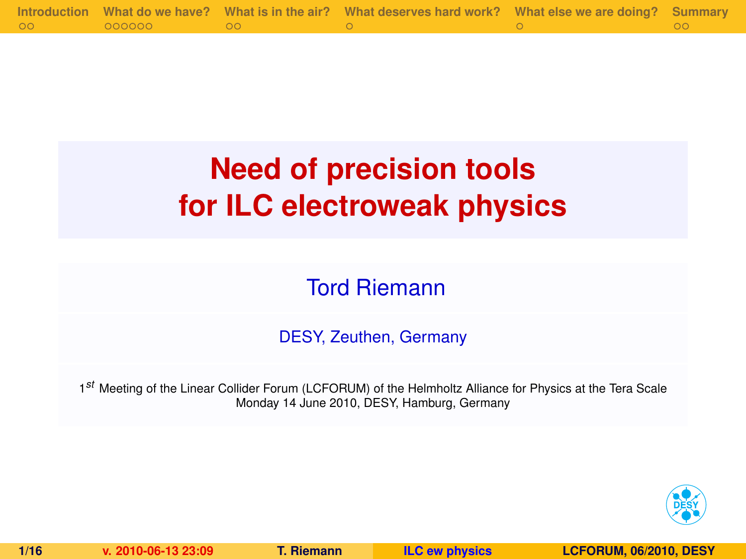# Need of precision tools for ILC electroweak physics

Tord Riemann

DESY, Zeuthen, Germany

1[st] Meeting of the Linear Collider Forum (LCFORUM) of the Helmholtz Alliance for Physics at the Tera Scale
Monday 14 June 2010, DESY, Hamburg, Germany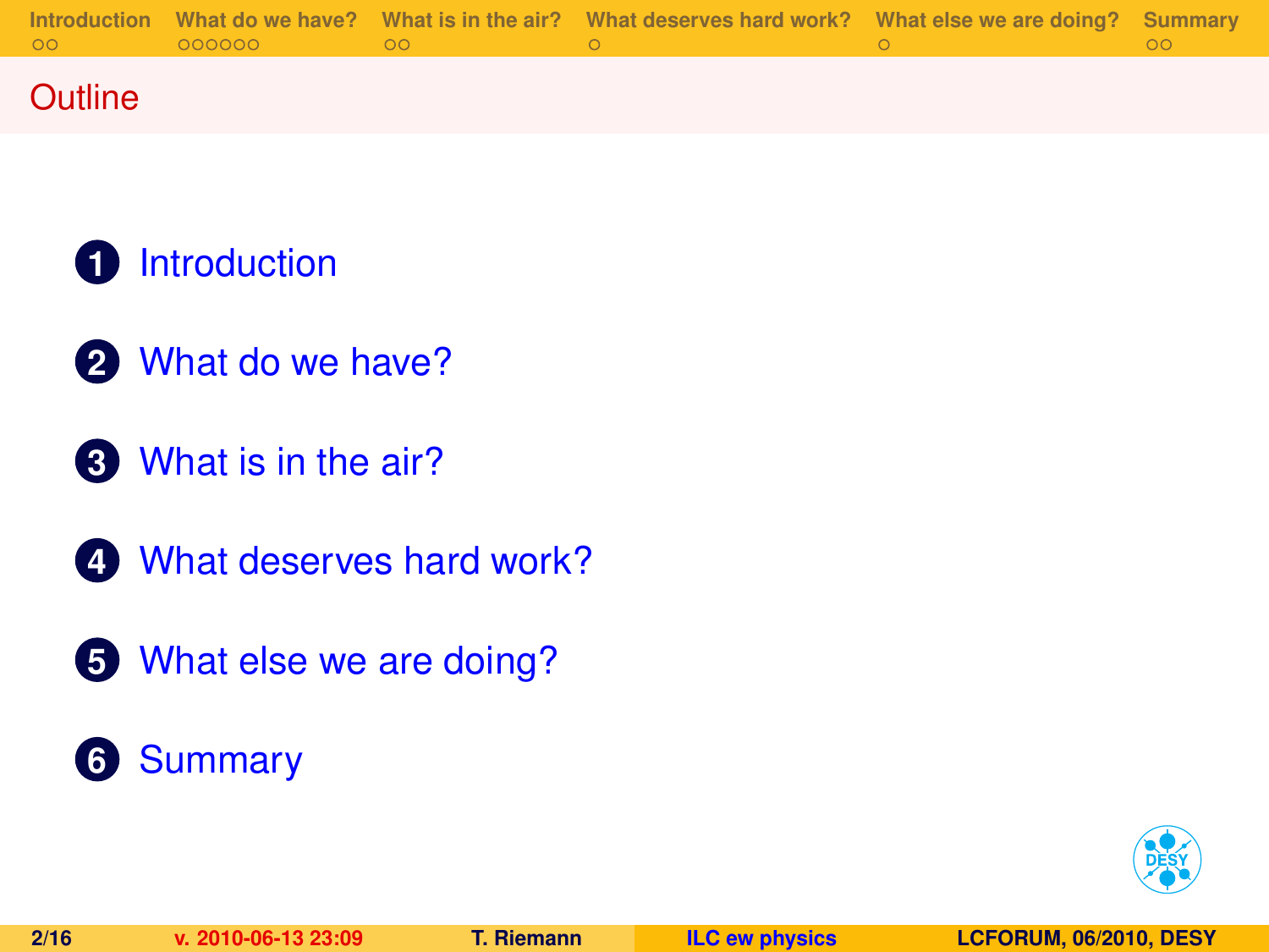# Outline

1. Introduction
2. What do we have?
3. What is in the air?
4. What deserves hard work?
5. What else we are doing?
6. Summary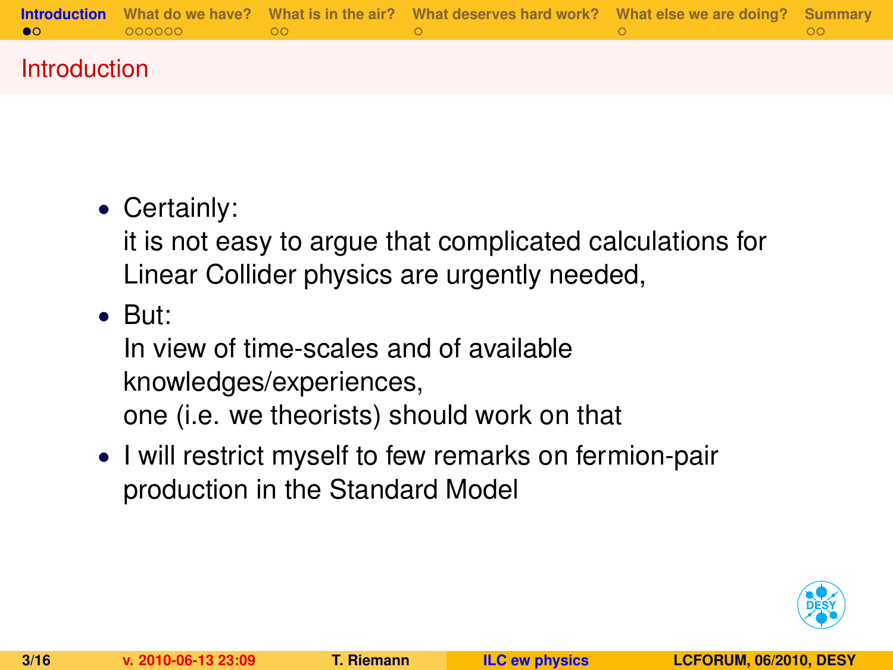## Introduction

- Certainly:
  it is not easy to argue that complicated calculations for Linear Collider physics are urgently needed,
- But:
  In view of time-scales and of available knowledges/experiences,
  one (i.e. we theorists) should work on that
- I will restrict myself to few remarks on fermion-pair production in the Standard Model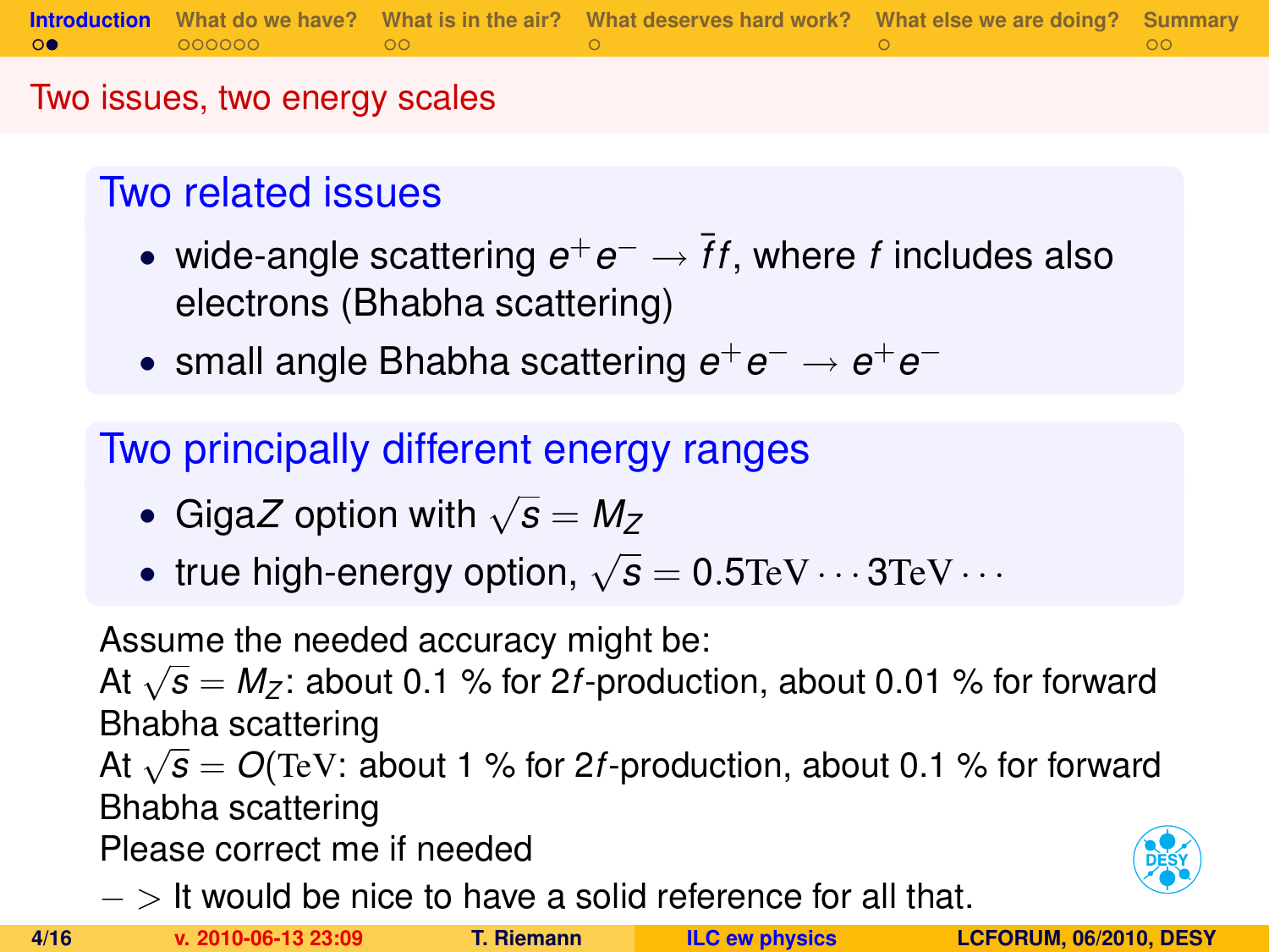## Two issues, two energy scales

### Two related issues

- wide-angle scattering $e^+e^- \to \bar{f}f$, where $f$ includes also electrons (Bhabha scattering)
- small angle Bhabha scattering $e^+e^- \to e^+e^-$

### Two principally different energy ranges

- Giga$Z$ option with $\sqrt{s} = M_Z$
- true high-energy option, $\sqrt{s} = 0.5\mathrm{TeV} \cdots 3\mathrm{TeV} \cdots$

Assume the needed accuracy might be:
At $\sqrt{s} = M_Z$: about 0.1 % for $2f$-production, about 0.01 % for forward Bhabha scattering
At $\sqrt{s} = O(\mathrm{TeV}$: about 1 % for $2f$-production, about 0.1 % for forward Bhabha scattering
Please correct me if needed
$->$ It would be nice to have a solid reference for all that.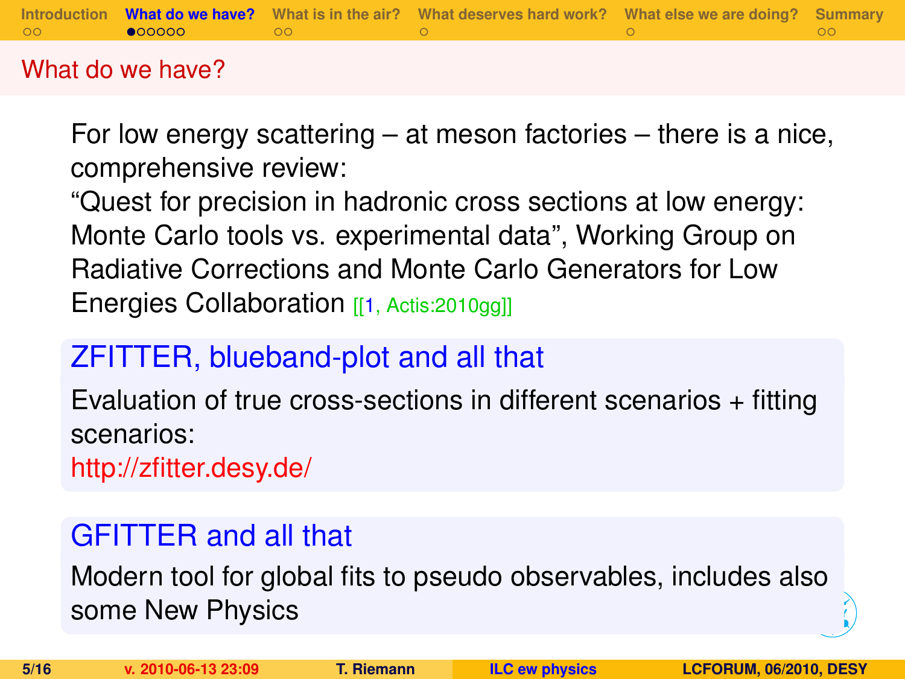# What do we have?

For low energy scattering – at meson factories – there is a nice, comprehensive review:
"Quest for precision in hadronic cross sections at low energy: Monte Carlo tools vs. experimental data", Working Group on Radiative Corrections and Monte Carlo Generators for Low Energies Collaboration [[1, Actis:2010gg]]

## ZFITTER, blueband-plot and all that

Evaluation of true cross-sections in different scenarios + fitting scenarios:
http://zfitter.desy.de/

## GFITTER and all that

Modern tool for global fits to pseudo observables, includes also some New Physics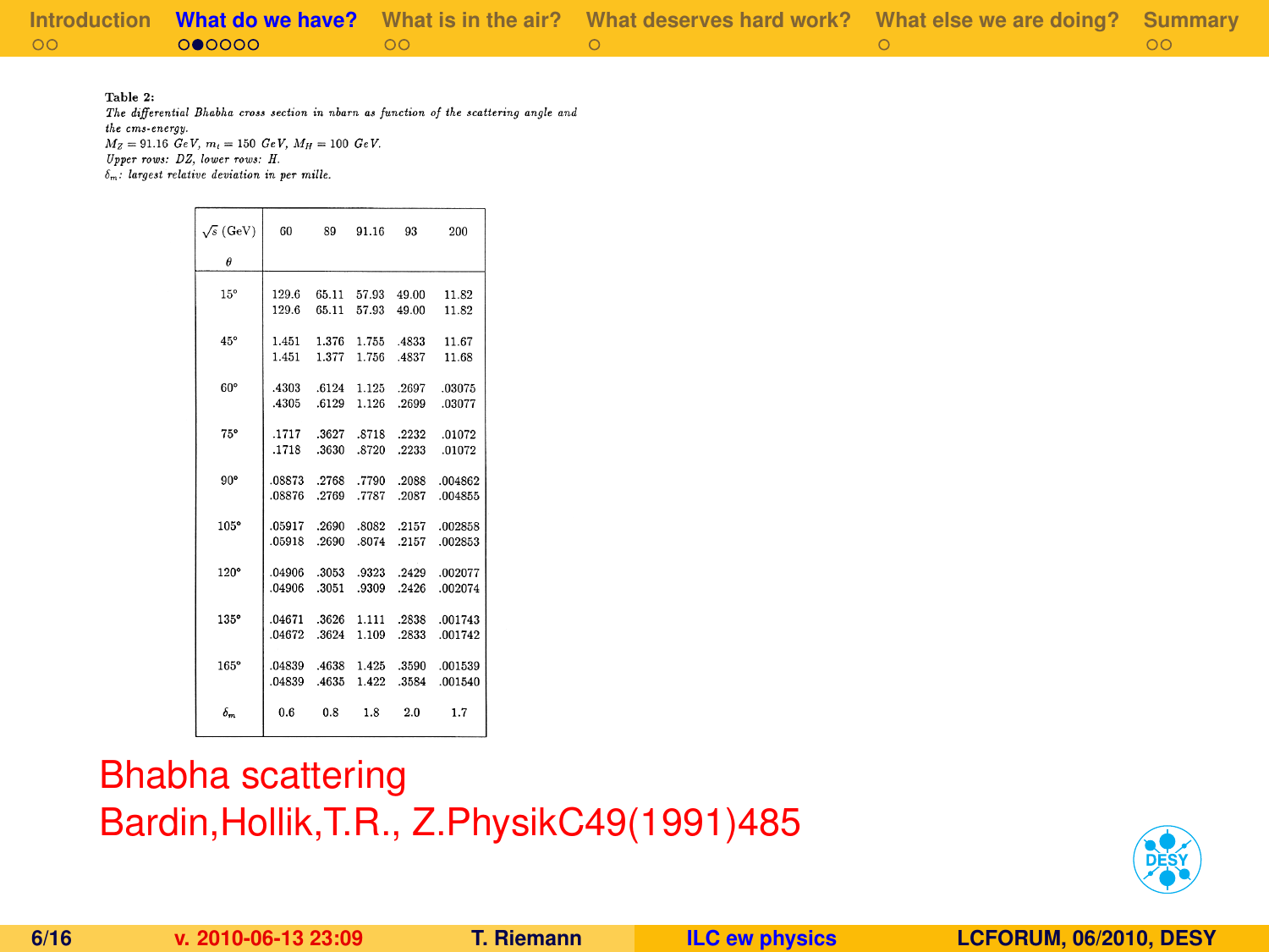**Table 2:**
*The differential Bhabha cross section in nbarn as function of the scattering angle and the cms-energy.*
*$M_Z = 91.16$ GeV, $m_t = 150$ GeV, $M_H = 100$ GeV.*
*Upper rows: DZ, lower rows: H.*
*$\delta_m$: largest relative deviation in per mille.*

| $\sqrt{s}$ (GeV) / $\theta$ | 60 | 89 | 91.16 | 93 | 200 |
|---|---|---|---|---|---|
| 15° | 129.6 | 65.11 | 57.93 | 49.00 | 11.82 |
| | 129.6 | 65.11 | 57.93 | 49.00 | 11.82 |
| 45° | 1.451 | 1.376 | 1.755 | .4833 | 11.67 |
| | 1.451 | 1.377 | 1.756 | .4837 | 11.68 |
| 60° | .4303 | .6124 | 1.125 | .2697 | .03075 |
| | .4305 | .6129 | 1.126 | .2699 | .03077 |
| 75° | .1717 | .3627 | .8718 | .2232 | .01072 |
| | .1718 | .3630 | .8720 | .2233 | .01072 |
| 90° | .08873 | .2768 | .7790 | .2088 | .004862 |
| | .08876 | .2769 | .7787 | .2087 | .004855 |
| 105° | .05917 | .2690 | .8082 | .2157 | .002858 |
| | .05918 | .2690 | .8074 | .2157 | .002853 |
| 120° | .04906 | .3053 | .9323 | .2429 | .002077 |
| | .04906 | .3051 | .9309 | .2426 | .002074 |
| 135° | .04671 | .3626 | 1.111 | .2838 | .001743 |
| | .04672 | .3624 | 1.109 | .2833 | .001742 |
| 165° | .04839 | .4638 | 1.425 | .3590 | .001539 |
| | .04839 | .4635 | 1.422 | .3584 | .001540 |
| $\delta_m$ | 0.6 | 0.8 | 1.8 | 2.0 | 1.7 |

Bhabha scattering
Bardin,Hollik,T.R., Z.PhysikC49(1991)485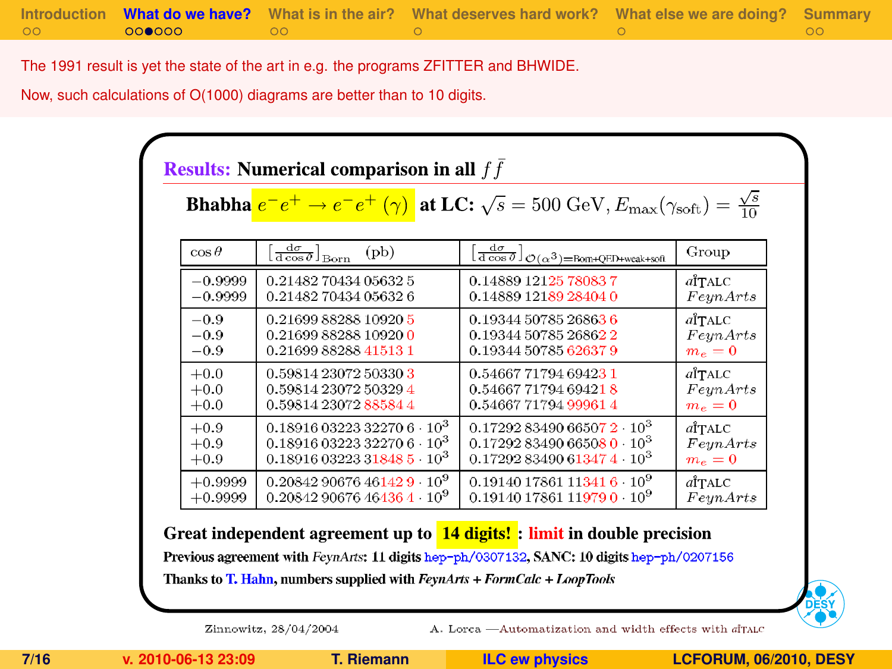The 1991 result is yet the state of the art in e.g. the programs ZFITTER and BHWIDE.

Now, such calculations of O(1000) diagrams are better than to 10 digits.

## Results: Numerical comparison in all $f\bar{f}$

**Bhabha $e^-e^+ \to e^-e^+ \ (\gamma)$ at LC: $\sqrt{s} = 500$ GeV, $E_{\max}(\gamma_{\rm soft}) = \frac{\sqrt{s}}{10}$**

| $\cos\theta$ | $\left[\frac{d\sigma}{d\cos\vartheta}\right]_{\rm Born}$ (pb) | $\left[\frac{d\sigma}{d\cos\vartheta}\right]_{\mathcal{O}(\alpha^3)=\text{Born+QED+weak+soft}}$ | Group |
|---|---|---|---|
| −0.9999 | 0.21482 70434 05632 5 | 0.14889 12125 78083 7 | aITALC |
| −0.9999 | 0.21482 70434 05632 6 | 0.14889 12189 28404 0 | *FeynArts* |
| −0.9 | 0.21699 88288 10920 5 | 0.19344 50785 26863 6 | aITALC |
| −0.9 | 0.21699 88288 10920 0 | 0.19344 50785 26862 2 | *FeynArts* |
| −0.9 | 0.21699 88288 41513 1 | 0.19344 50785 62637 9 | $m_e = 0$ |
| +0.0 | 0.59814 23072 50330 3 | 0.54667 71794 69423 1 | aITALC |
| +0.0 | 0.59814 23072 50329 4 | 0.54667 71794 69421 8 | *FeynArts* |
| +0.0 | 0.59814 23072 88584 4 | 0.54667 71794 99961 4 | $m_e = 0$ |
| +0.9 | $0.18916\,03223\,32270\,6 \cdot 10^3$ | $0.17292\,83490\,66507\,2 \cdot 10^3$ | aITALC |
| +0.9 | $0.18916\,03223\,32270\,6 \cdot 10^3$ | $0.17292\,83490\,66508\,0 \cdot 10^3$ | *FeynArts* |
| +0.9 | $0.18916\,03223\,31848\,5 \cdot 10^3$ | $0.17292\,83490\,61347\,4 \cdot 10^3$ | $m_e = 0$ |
| +0.9999 | $0.20842\,90676\,46142\,9 \cdot 10^9$ | $0.19140\,17861\,11341\,6 \cdot 10^9$ | aITALC |
| +0.9999 | $0.20842\,90676\,46136\,4 \cdot 10^9$ | $0.19140\,17861\,11979\,0 \cdot 10^9$ | *FeynArts* |

**Great independent agreement up to 14 digits! : limit in double precision**

Previous agreement with *FeynArts*: 11 digits hep-ph/0307132, SANC: 10 digits hep-ph/0207156

Thanks to T. Hahn, numbers supplied with *FeynArts* + *FormCalc* + *LoopTools*

Zinnowitz, 28/04/2004 — A. Lorca —Automatization and width effects with aITALC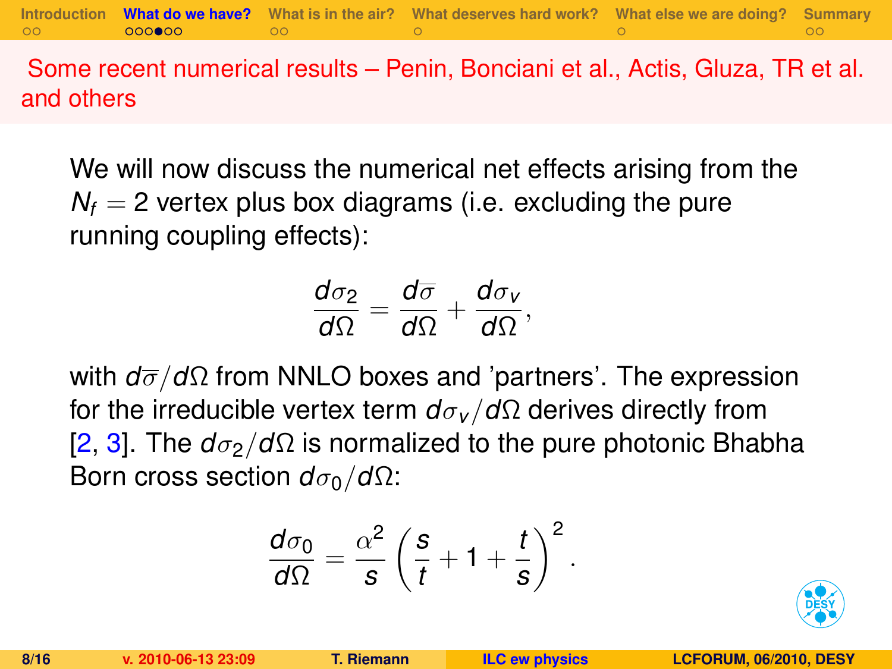## Some recent numerical results – Penin, Bonciani et al., Actis, Gluza, TR et al. and others

We will now discuss the numerical net effects arising from the $N_f = 2$ vertex plus box diagrams (i.e. excluding the pure running coupling effects):

$$\frac{d\sigma_2}{d\Omega} = \frac{d\overline{\sigma}}{d\Omega} + \frac{d\sigma_v}{d\Omega},$$

with $d\overline{\sigma}/d\Omega$ from NNLO boxes and 'partners'. The expression for the irreducible vertex term $d\sigma_v/d\Omega$ derives directly from [2, 3]. The $d\sigma_2/d\Omega$ is normalized to the pure photonic Bhabha Born cross section $d\sigma_0/d\Omega$:

$$\frac{d\sigma_0}{d\Omega} = \frac{\alpha^2}{s}\left(\frac{s}{t} + 1 + \frac{t}{s}\right)^2.$$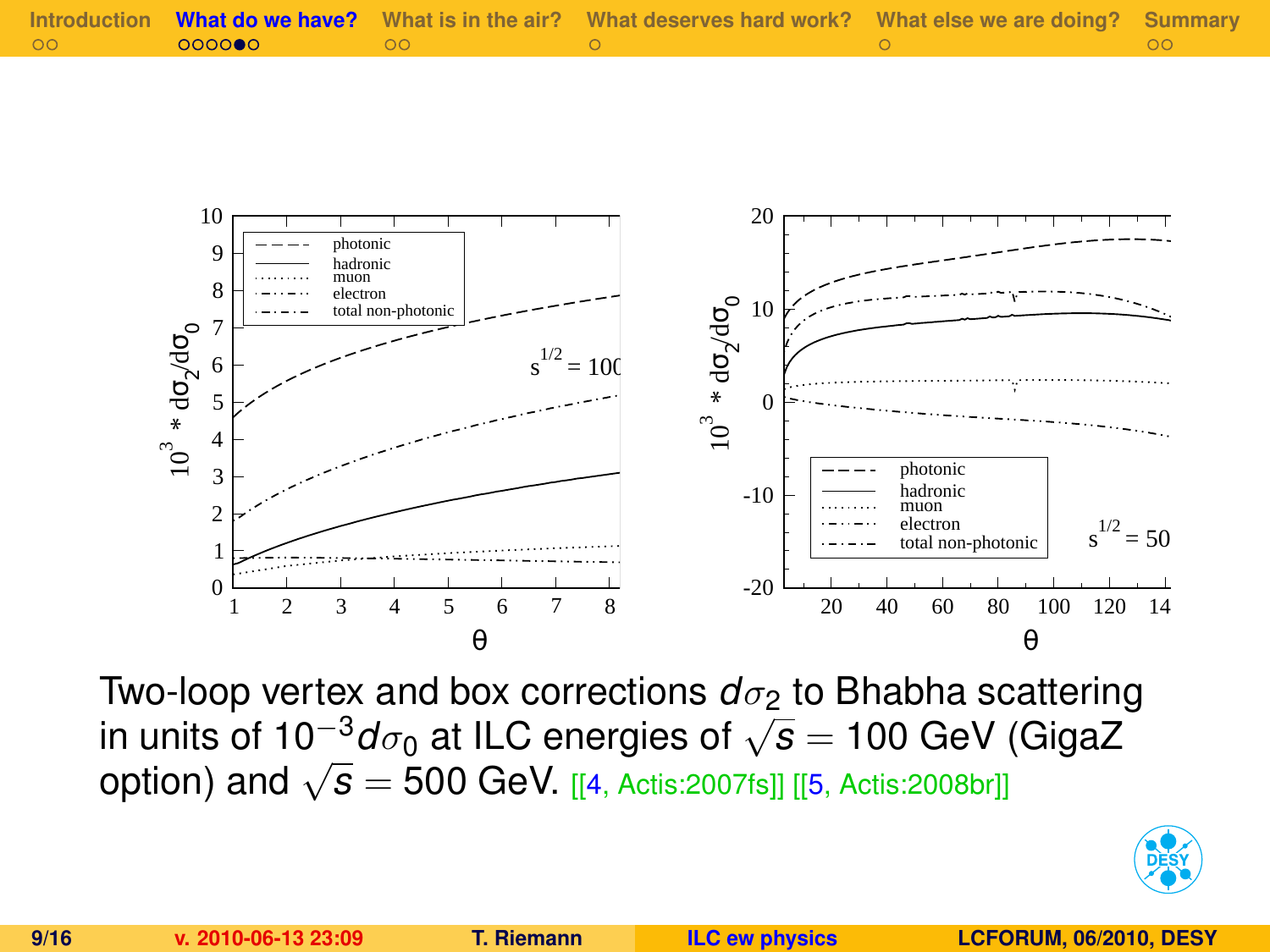Two-loop vertex and box corrections $d\sigma_2$ to Bhabha scattering in units of $10^{-3} d\sigma_0$ at ILC energies of $\sqrt{s} = 100$ GeV (GigaZ option) and $\sqrt{s} = 500$ GeV. [[4, Actis:2007fs]] [[5, Actis:2008br]]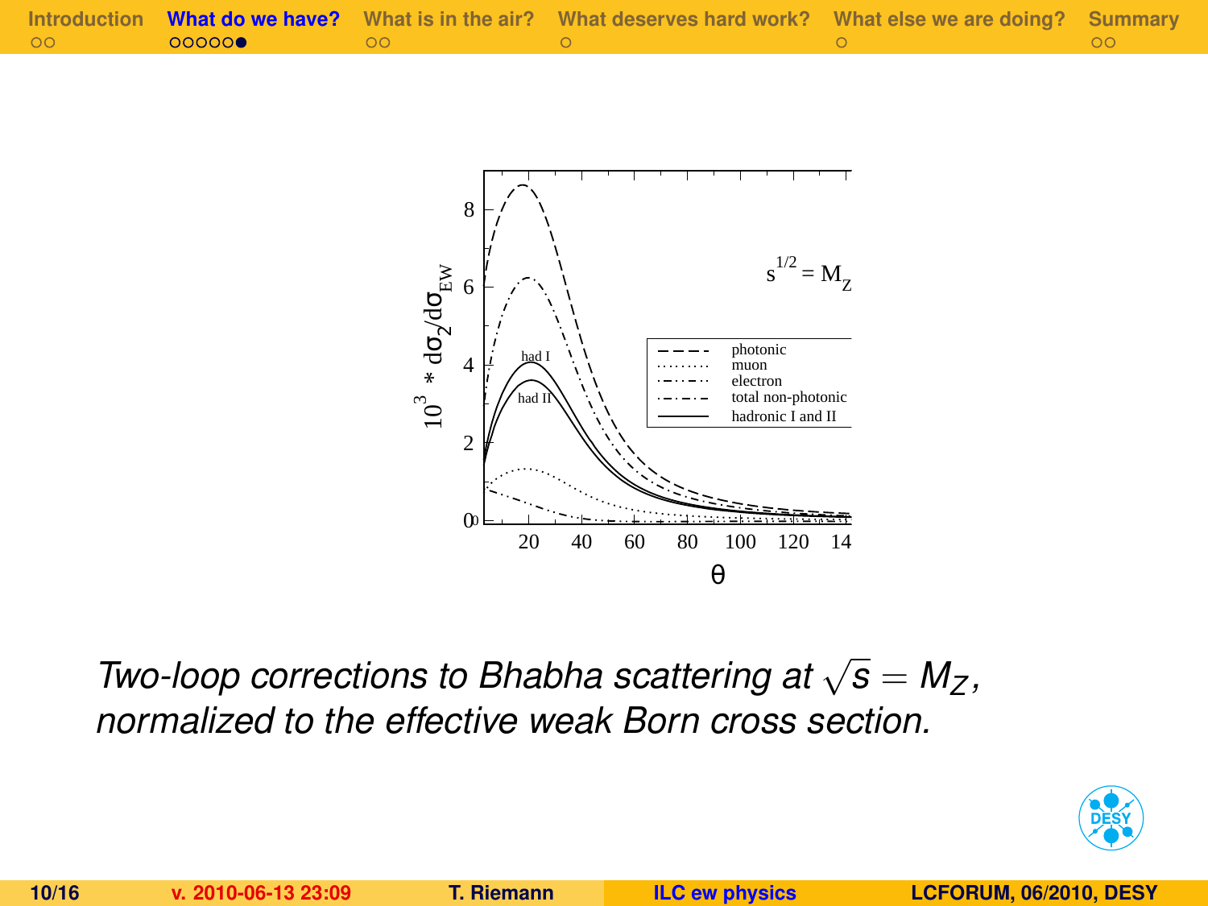*Two-loop corrections to Bhabha scattering at $\sqrt{s} = M_Z$, normalized to the effective weak Born cross section.*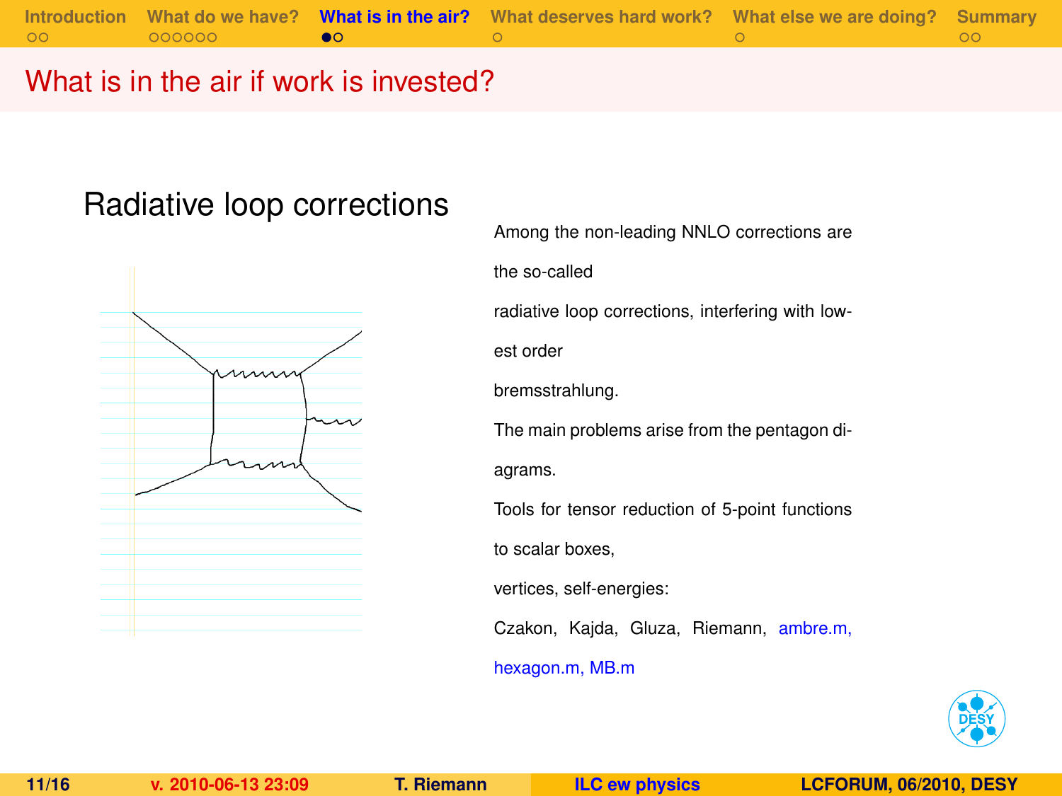## What is in the air if work is invested?

### Radiative loop corrections

Among the non-leading NNLO corrections are the so-called radiative loop corrections, interfering with lowest order bremsstrahlung.

The main problems arise from the pentagon diagrams.

Tools for tensor reduction of 5-point functions to scalar boxes, vertices, self-energies:

Czakon, Kajda, Gluza, Riemann, ambre.m, hexagon.m, MB.m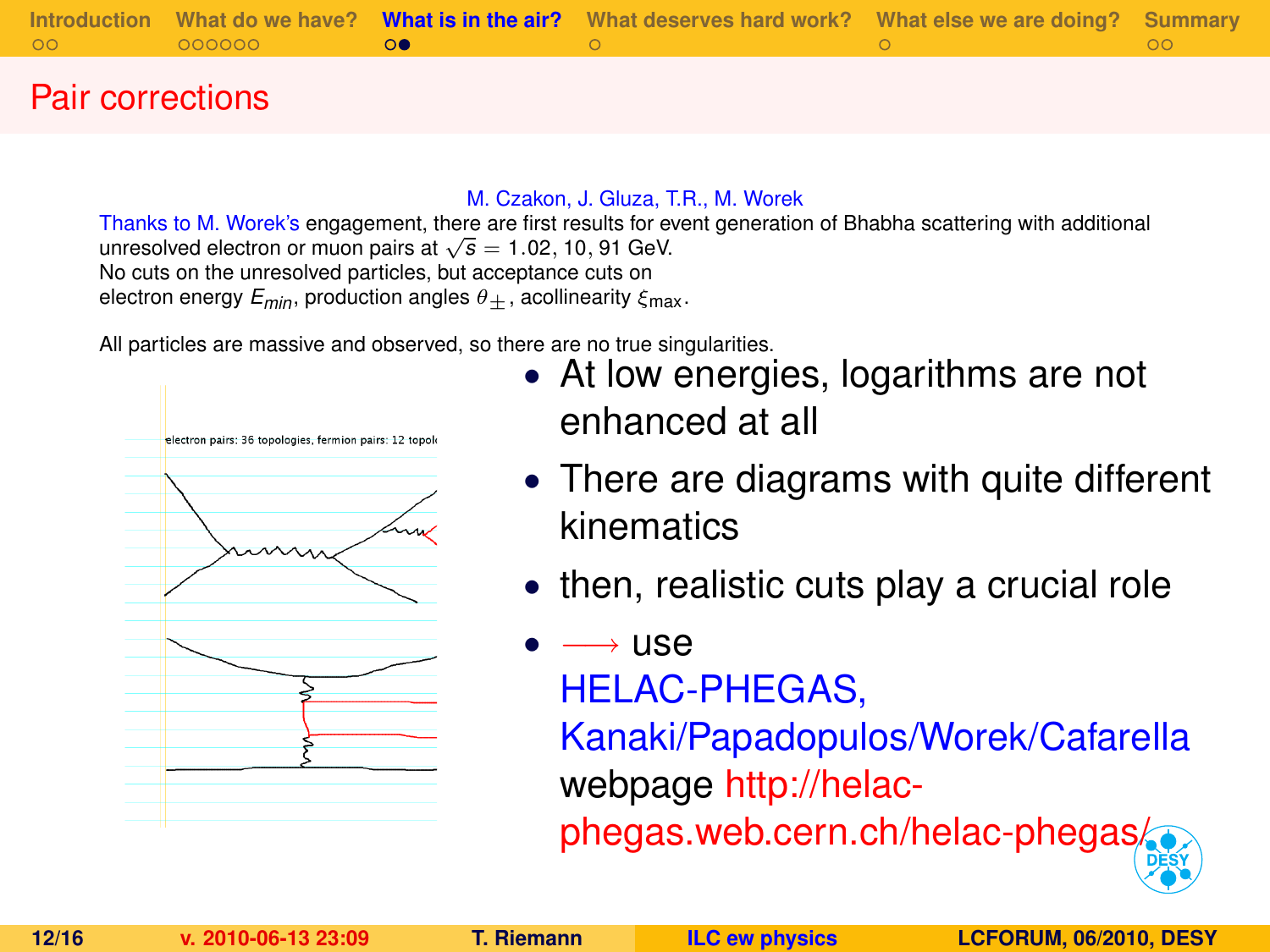# Pair corrections

M. Czakon, J. Gluza, T.R., M. Worek

Thanks to M. Worek's engagement, there are first results for event generation of Bhabha scattering with additional unresolved electron or muon pairs at $\sqrt{s} = 1.02, 10, 91$ GeV.
No cuts on the unresolved particles, but acceptance cuts on electron energy $E_{min}$, production angles $\theta_{\pm}$, acollinearity $\xi_{\max}$.

All particles are massive and observed, so there are no true singularities.

electron pairs: 36 topologies, fermion pairs: 12 topol

- At low energies, logarithms are not enhanced at all
- There are diagrams with quite different kinematics
- then, realistic cuts play a crucial role
- $\longrightarrow$ use HELAC-PHEGAS, Kanaki/Papadopulos/Worek/Cafarella webpage http://helac-phegas.web.cern.ch/helac-phegas/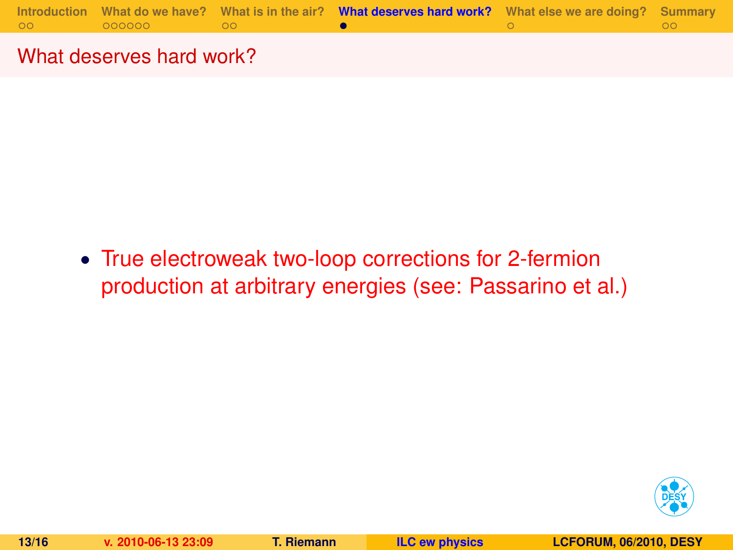## What deserves hard work?

- True electroweak two-loop corrections for 2-fermion production at arbitrary energies (see: Passarino et al.)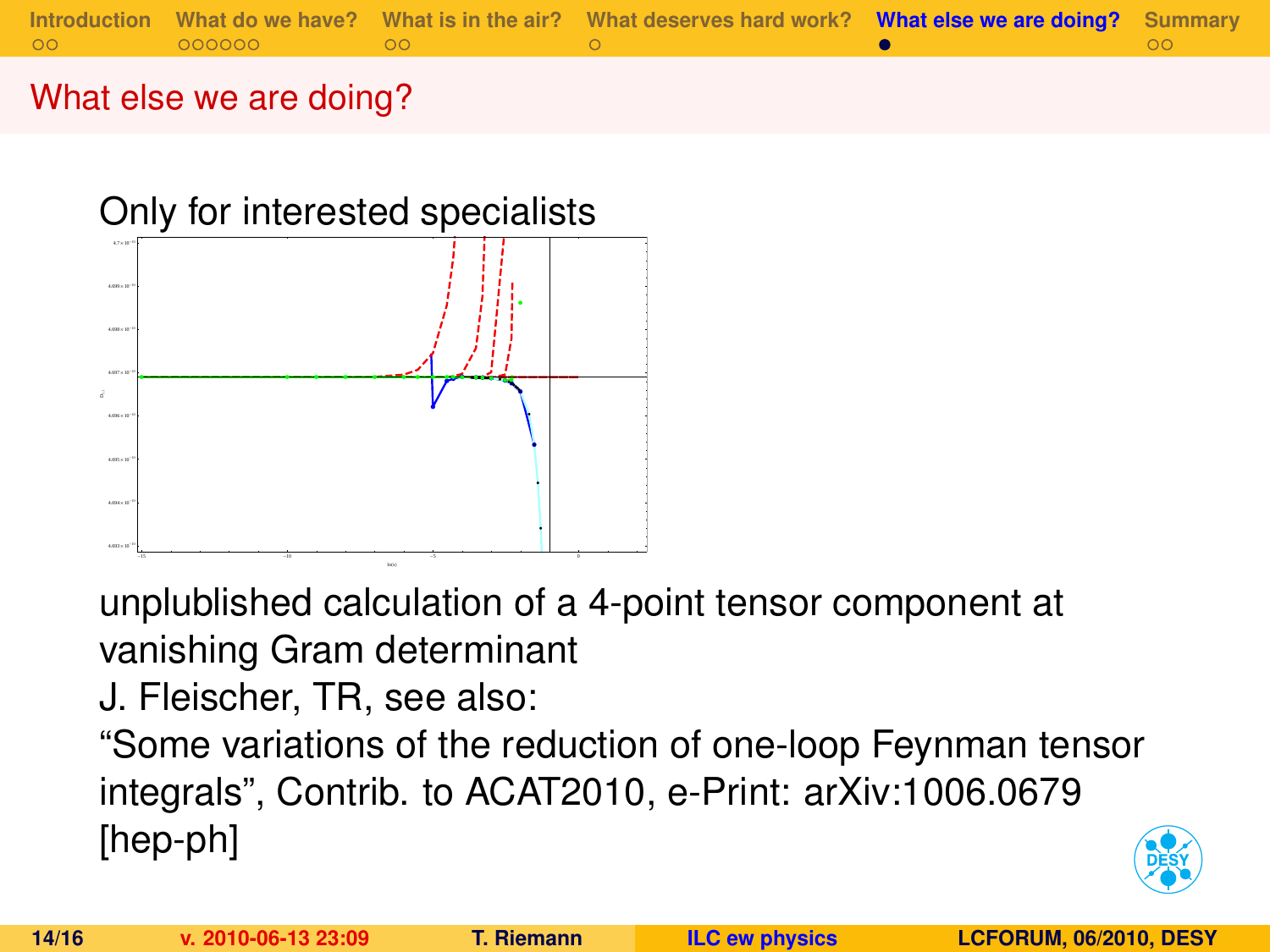# What else we are doing?

Only for interested specialists

unplublished calculation of a 4-point tensor component at vanishing Gram determinant

J. Fleischer, TR, see also:

"Some variations of the reduction of one-loop Feynman tensor integrals", Contrib. to ACAT2010, e-Print: arXiv:1006.0679 [hep-ph]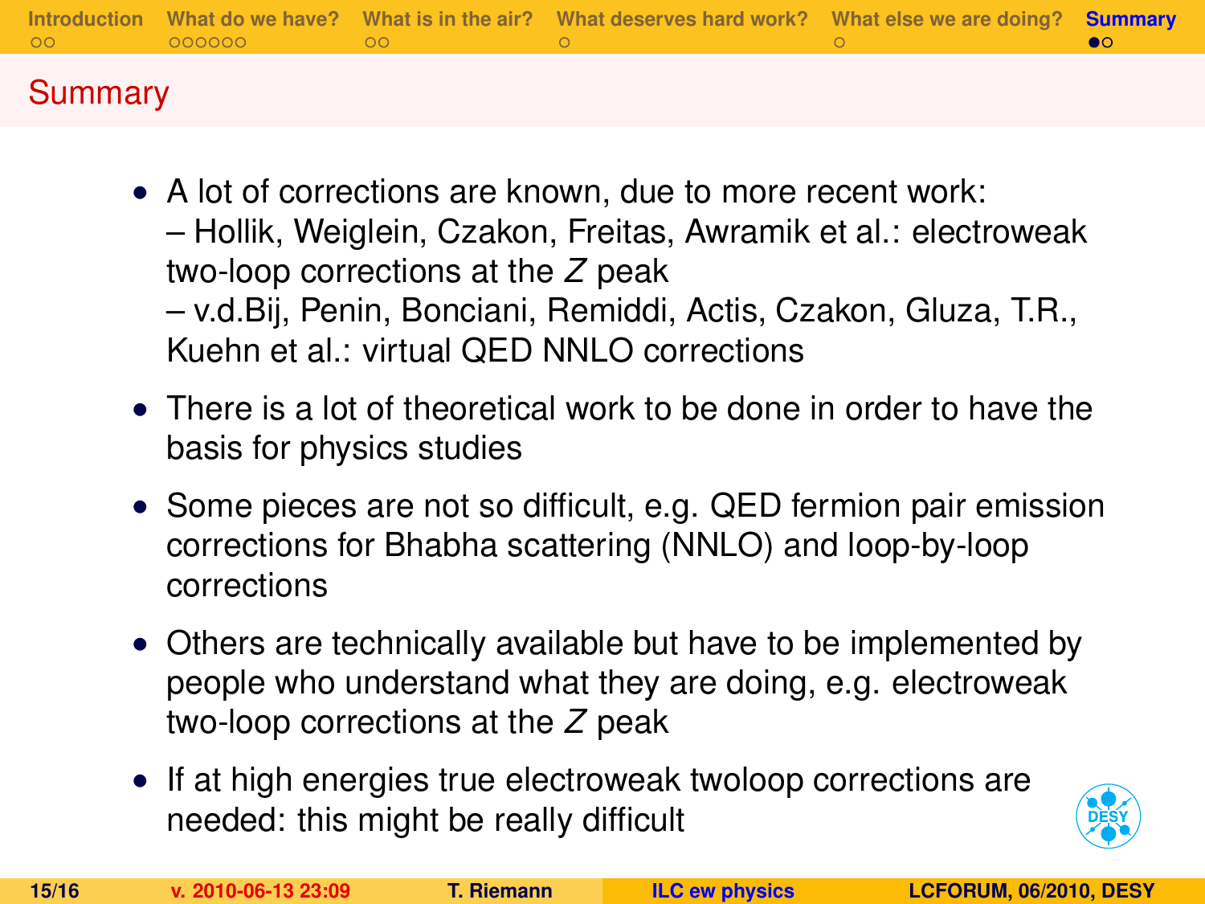## Summary

- A lot of corrections are known, due to more recent work:
  – Hollik, Weiglein, Czakon, Freitas, Awramik et al.: electroweak two-loop corrections at the $Z$ peak
  – v.d.Bij, Penin, Bonciani, Remiddi, Actis, Czakon, Gluza, T.R., Kuehn et al.: virtual QED NNLO corrections
- There is a lot of theoretical work to be done in order to have the basis for physics studies
- Some pieces are not so difficult, e.g. QED fermion pair emission corrections for Bhabha scattering (NNLO) and loop-by-loop corrections
- Others are technically available but have to be implemented by people who understand what they are doing, e.g. electroweak two-loop corrections at the $Z$ peak
- If at high energies true electroweak twoloop corrections are needed: this might be really difficult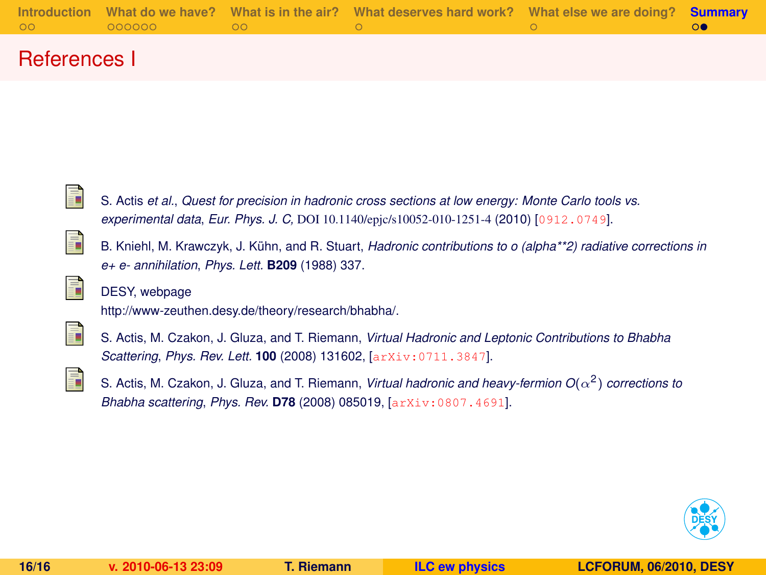# References I

- S. Actis *et al.*, *Quest for precision in hadronic cross sections at low energy: Monte Carlo tools vs. experimental data*, *Eur. Phys. J. C*, DOI 10.1140/epjc/s10052-010-1251-4 (2010) [0912.0749].
- B. Kniehl, M. Krawczyk, J. Kühn, and R. Stuart, *Hadronic contributions to o (alpha**2) radiative corrections in e+ e- annihilation*, *Phys. Lett.* **B209** (1988) 337.
- DESY, webpage http://www-zeuthen.desy.de/theory/research/bhabha/.
- S. Actis, M. Czakon, J. Gluza, and T. Riemann, *Virtual Hadronic and Leptonic Contributions to Bhabha Scattering*, *Phys. Rev. Lett.* **100** (2008) 131602, [arXiv:0711.3847].
- S. Actis, M. Czakon, J. Gluza, and T. Riemann, *Virtual hadronic and heavy-fermion O($\alpha^2$) corrections to Bhabha scattering*, *Phys. Rev.* **D78** (2008) 085019, [arXiv:0807.4691].